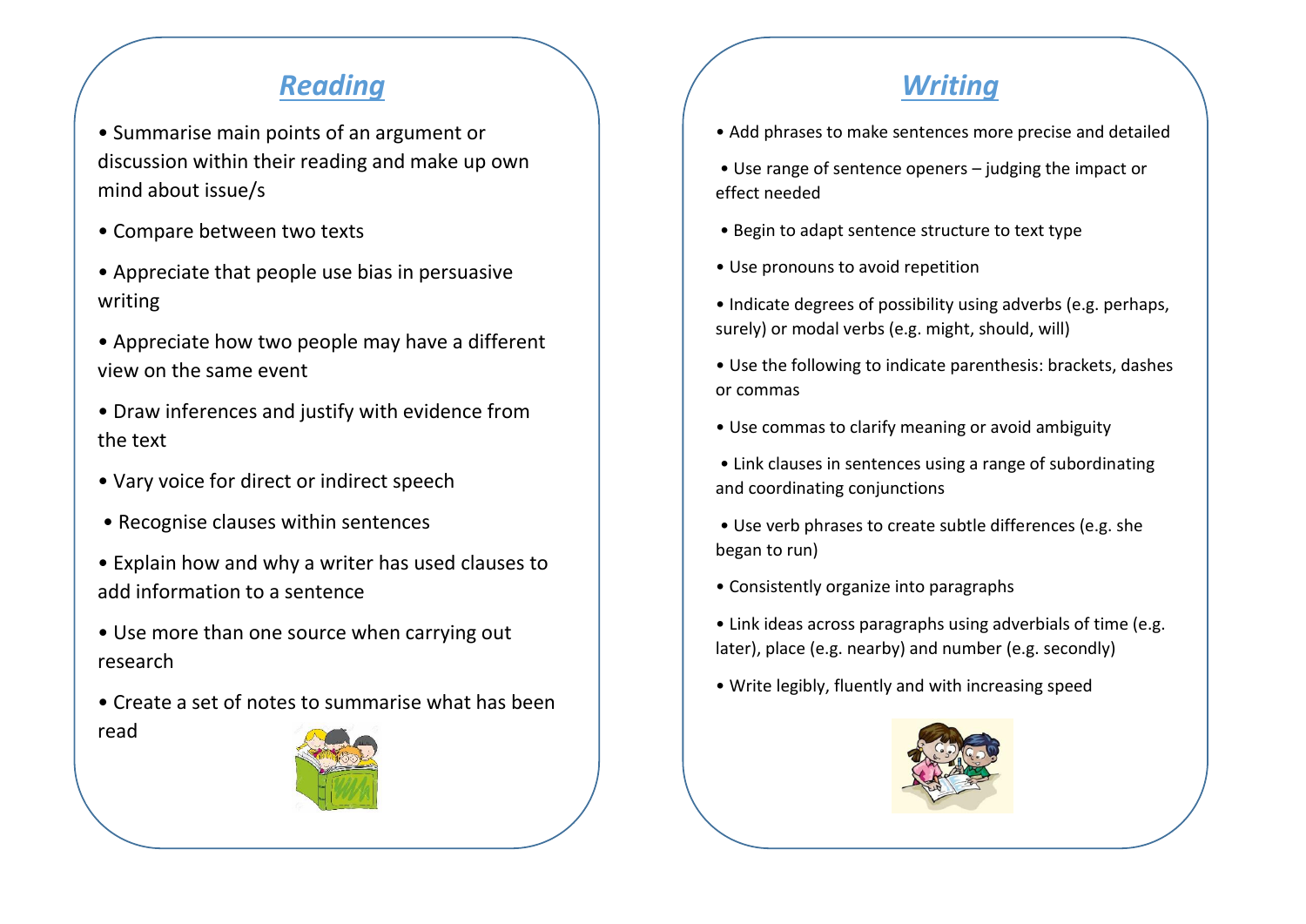## *Reading*

- Summarise main points of an argument or discussion within their reading and make up own mind about issue/s
- Compare between two texts
- Appreciate that people use bias in persuasive writing
- Appreciate how two people may have a different view on the same event
- Draw inferences and justify with evidence from the text
- Vary voice for direct or indirect speech
- Recognise clauses within sentences
- Explain how and why a writer has used clauses to add information to a sentence
- Use more than one source when carrying out research
- Create a set of notes to summarise what has been read

## *Writing*

- Add phrases to make sentences more precise and detailed
- Use range of sentence openers – judging the impact or effect needed
- Begin to adapt sentence structure to text type
- Use pronouns to avoid repetition
- Indicate degrees of possibility using adverbs (e.g. perhaps, surely) or modal verbs (e.g. might, should, will)
- Use the following to indicate parenthesis: brackets, dashes or commas
- Use commas to clarify meaning or avoid ambiguity
- Link clauses in sentences using a range of subordinating and coordinating conjunctions
- Use verb phrases to create subtle differences (e.g. she began to run)
- Consistently organize into paragraphs
- Link ideas across paragraphs using adverbials of time (e.g. later), place (e.g. nearby) and number (e.g. secondly)
- Write legibly, fluently and with increasing speed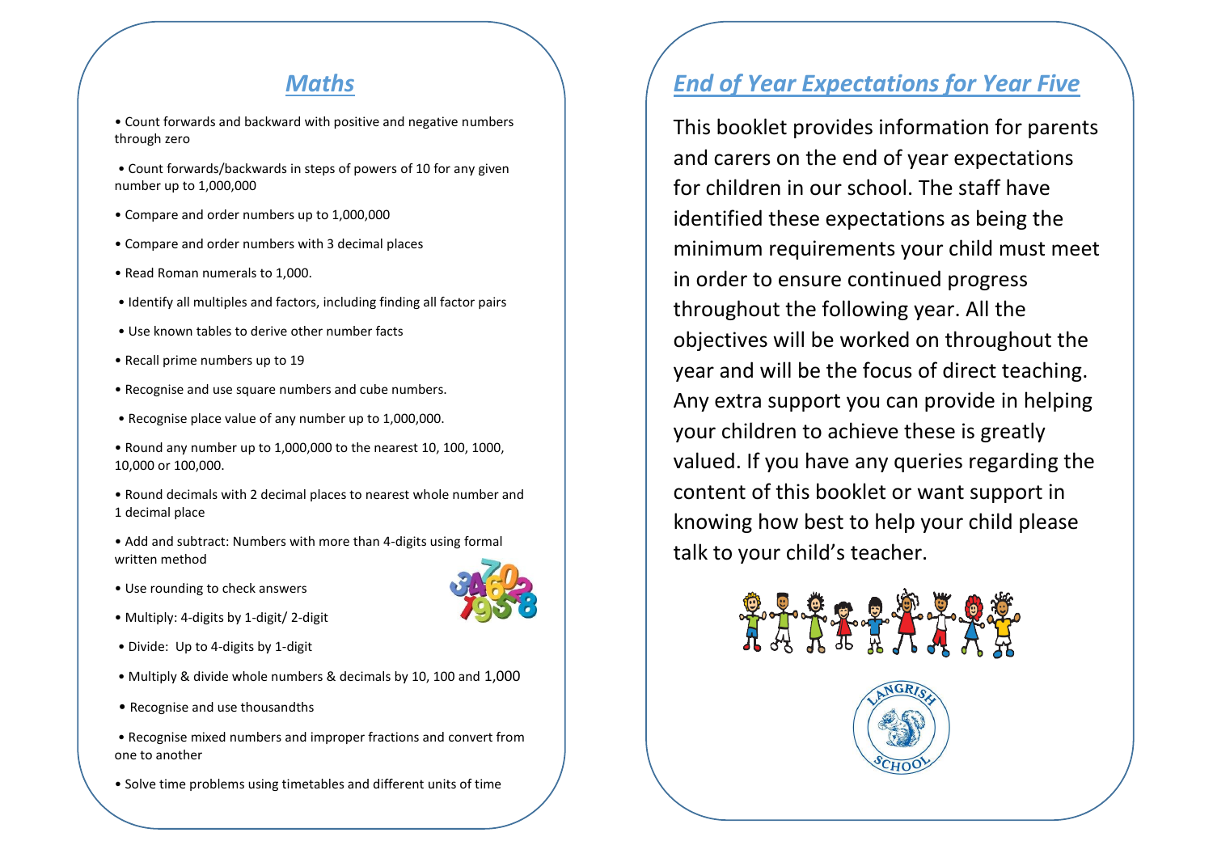## *Maths*

- Count forwards and backward with positive and negative numbers through zero
- Count forwards/backwards in steps of powers of 10 for any given number up to 1,000,000
- Compare and order numbers up to 1,000,000
- Compare and order numbers with 3 decimal places
- Read Roman numerals to 1,000.
- Identify all multiples and factors, including finding all factor pairs
- Use known tables to derive other number facts
- Recall prime numbers up to 19
- Recognise and use square numbers and cube numbers.
- Recognise place value of any number up to 1,000,000.
- Round any number up to 1,000,000 to the nearest 10, 100, 1000, 10,000 or 100,000.
- Round decimals with 2 decimal places to nearest whole number and 1 decimal place
- Add and subtract: Numbers with more than 4-digits using formal written method
- Use rounding to check answers
- Multiply: 4-digits by 1-digit/ 2-digit
- Divide: Up to 4-digits by 1-digit
- Multiply & divide whole numbers & decimals by 10, 100 and 1,000
- Recognise and use thousandths
- Recognise mixed numbers and improper fractions and convert from one to another
- Solve time problems using timetables and different units of time

## *End of Year Expectations for Year Five*

This booklet provides information for parents and carers on the end of year expectations for children in our school. The staff have identified these expectations as being the minimum requirements your child must meet in order to ensure continued progress throughout the following year. All the objectives will be worked on throughout the year and will be the focus of direct teaching. Any extra support you can provide in helping your children to achieve these is greatly valued. If you have any queries regarding the content of this booklet or want support in knowing how best to help your child please talk to your child's teacher.

LANGRISH SCHOOL